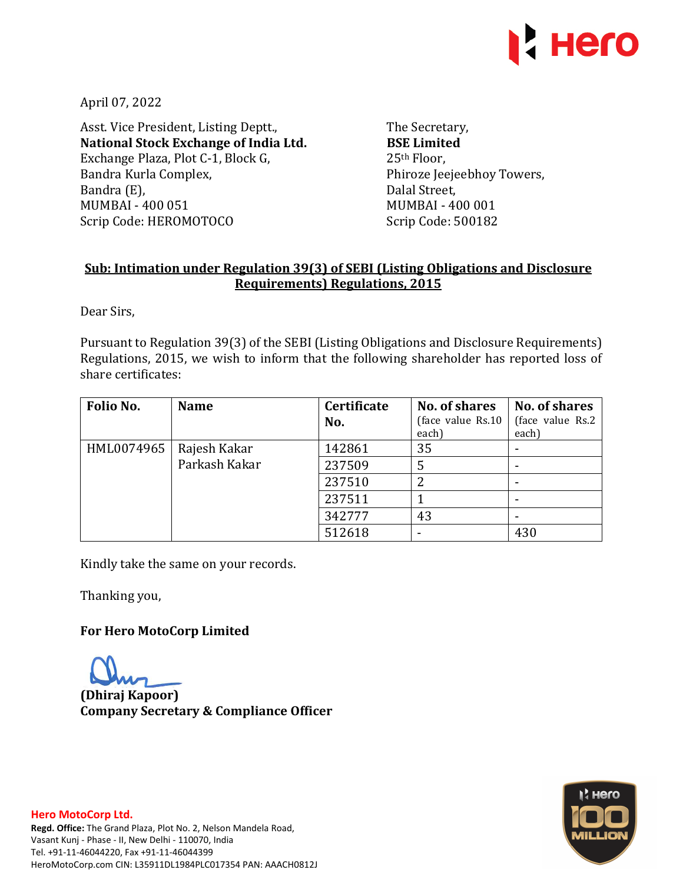April 07, 2022

Asst. Vice President, Listing Deptt.,
**National Stock Exchange of India Ltd.**
Exchange Plaza, Plot C-1, Block G,
Bandra Kurla Complex,
Bandra (E),
MUMBAI - 400 051
Scrip Code: HEROMOTOCO

The Secretary,
**BSE Limited**
25th Floor,
Phiroze Jeejeebhoy Towers,
Dalal Street,
MUMBAI - 400 001
Scrip Code: 500182

**Sub: Intimation under Regulation 39(3) of SEBI (Listing Obligations and Disclosure Requirements) Regulations, 2015**

Dear Sirs,

Pursuant to Regulation 39(3) of the SEBI (Listing Obligations and Disclosure Requirements) Regulations, 2015, we wish to inform that the following shareholder has reported loss of share certificates:

| Folio No. | Name | Certificate No. | No. of shares (face value Rs.10 each) | No. of shares (face value Rs.2 each) |
|---|---|---|---|---|
| HML0074965 | Rajesh Kakar Parkash Kakar | 142861 | 35 | - |
| | | 237509 | 5 | - |
| | | 237510 | 2 | - |
| | | 237511 | 1 | - |
| | | 342777 | 43 | - |
| | | 512618 | - | 430 |

Kindly take the same on your records.

Thanking you,

**For Hero MotoCorp Limited**

**(Dhiraj Kapoor)**
**Company Secretary & Compliance Officer**

**Hero MotoCorp Ltd.**
**Regd. Office:** The Grand Plaza, Plot No. 2, Nelson Mandela Road, Vasant Kunj - Phase - II, New Delhi - 110070, India
Tel. +91-11-46044220, Fax +91-11-46044399
HeroMotoCorp.com CIN: L35911DL1984PLC017354 PAN: AAACH0812J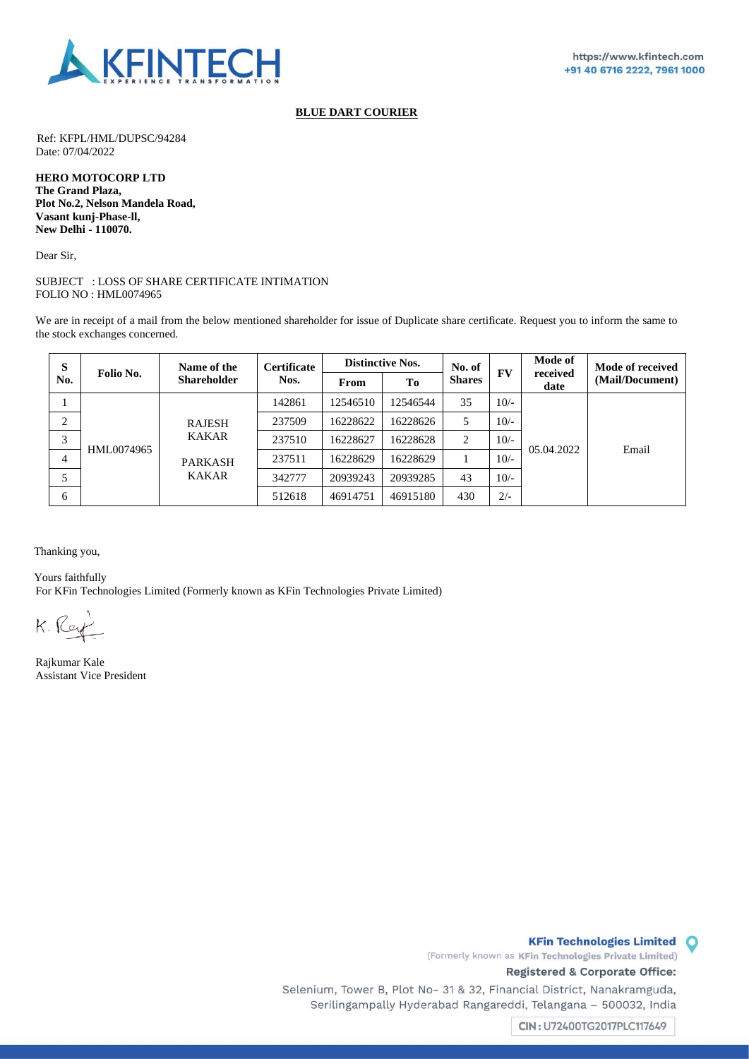**BLUE DART COURIER**

Ref: KFPL/HML/DUPSC/94284
Date: 07/04/2022

**HERO MOTOCORP LTD**
**The Grand Plaza,**
**Plot No.2, Nelson Mandela Road,**
**Vasant kunj-Phase-ll,**
**New Delhi - 110070.**

Dear Sir,

SUBJECT : LOSS OF SHARE CERTIFICATE INTIMATION
FOLIO NO : HML0074965

We are in receipt of a mail from the below mentioned shareholder for issue of Duplicate share certificate. Request you to inform the same to the stock exchanges concerned.

| S No. | Folio No. | Name of the Shareholder | Certificate Nos. | Distinctive Nos. | | No. of Shares | FV | Mode of received date | Mode of received (Mail/Document) |
|---|---|---|---|---|---|---|---|---|---|
| | | | | From | To | | | | |
| 1 | HML0074965 | RAJESH KAKAR PARKASH KAKAR | 142861 | 12546510 | 12546544 | 35 | 10/- | 05.04.2022 | Email |
| 2 | | | 237509 | 16228622 | 16228626 | 5 | 10/- | | |
| 3 | | | 237510 | 16228627 | 16228628 | 2 | 10/- | | |
| 4 | | | 237511 | 16228629 | 16228629 | 1 | 10/- | | |
| 5 | | | 342777 | 20939243 | 20939285 | 43 | 10/- | | |
| 6 | | | 512618 | 46914751 | 46915180 | 430 | 2/- | | |

Thanking you,

Yours faithfully
For KFin Technologies Limited (Formerly known as KFin Technologies Private Limited)

Rajkumar Kale
Assistant Vice President

**KFin Technologies Limited**
(Formerly known as KFin Technologies Private Limited)
Registered & Corporate Office:
Selenium, Tower B, Plot No- 31 & 32, Financial District, Nanakramguda, Serilingampally Hyderabad Rangareddi, Telangana – 500032, India
CIN: U72400TG2017PLC117649